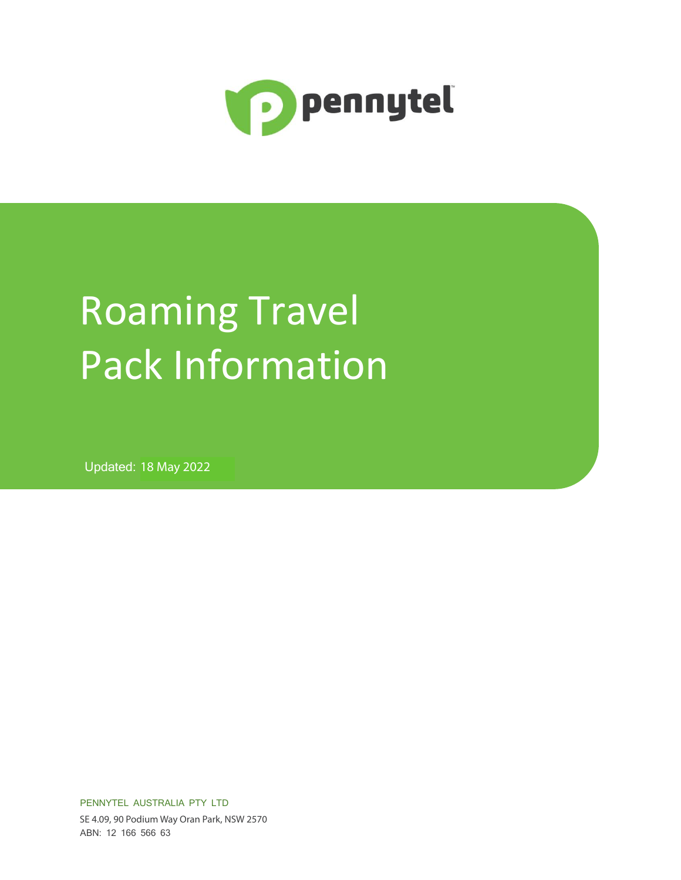pennytel

# Roaming Travel Pack Information

Updated: 18 May 2022

PENNYTEL AUSTRALIA PTY LTD

SE 4.09, 90 Podium Way Oran Park, NSW 2570

ABN: 12 166 566 63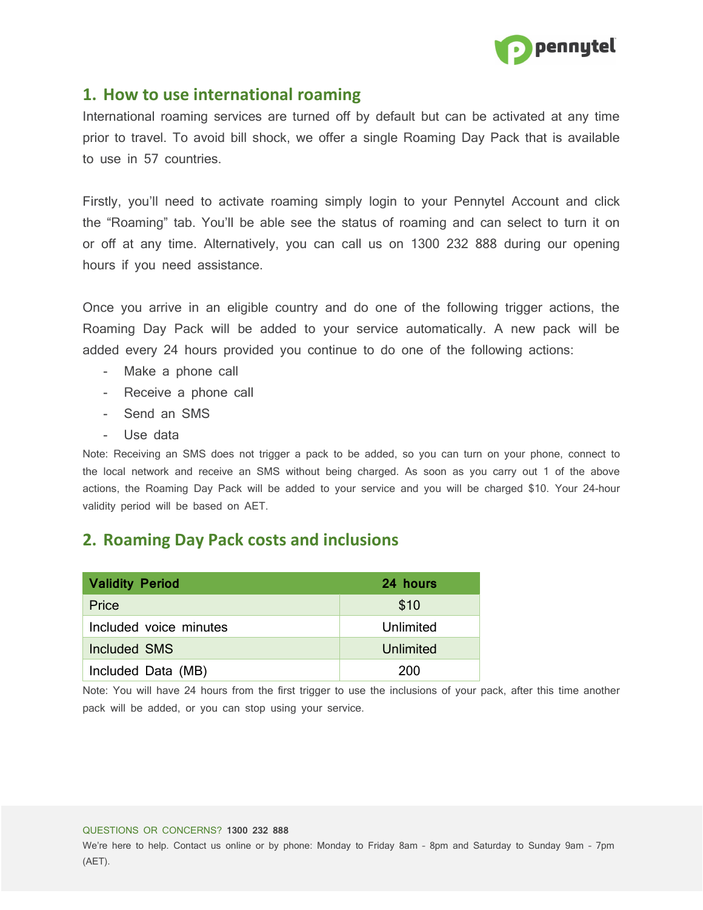## 1. How to use international roaming

International roaming services are turned off by default but can be activated at any time prior to travel. To avoid bill shock, we offer a single Roaming Day Pack that is available to use in 57 countries.

Firstly, you'll need to activate roaming simply login to your Pennytel Account and click the "Roaming" tab. You'll be able see the status of roaming and can select to turn it on or off at any time. Alternatively, you can call us on 1300 232 888 during our opening hours if you need assistance.

Once you arrive in an eligible country and do one of the following trigger actions, the Roaming Day Pack will be added to your service automatically. A new pack will be added every 24 hours provided you continue to do one of the following actions:

- Make a phone call
- Receive a phone call
- Send an SMS
- Use data

Note: Receiving an SMS does not trigger a pack to be added, so you can turn on your phone, connect to the local network and receive an SMS without being charged. As soon as you carry out 1 of the above actions, the Roaming Day Pack will be added to your service and you will be charged $10. Your 24-hour validity period will be based on AET.

## 2. Roaming Day Pack costs and inclusions

| Validity Period | 24 hours |
| --- | --- |
| Price | $10 |
| Included voice minutes | Unlimited |
| Included SMS | Unlimited |
| Included Data (MB) | 200 |

Note: You will have 24 hours from the first trigger to use the inclusions of your pack, after this time another pack will be added, or you can stop using your service.

QUESTIONS OR CONCERNS? **1300 232 888**

We're here to help. Contact us online or by phone: Monday to Friday 8am – 8pm and Saturday to Sunday 9am – 7pm (AET).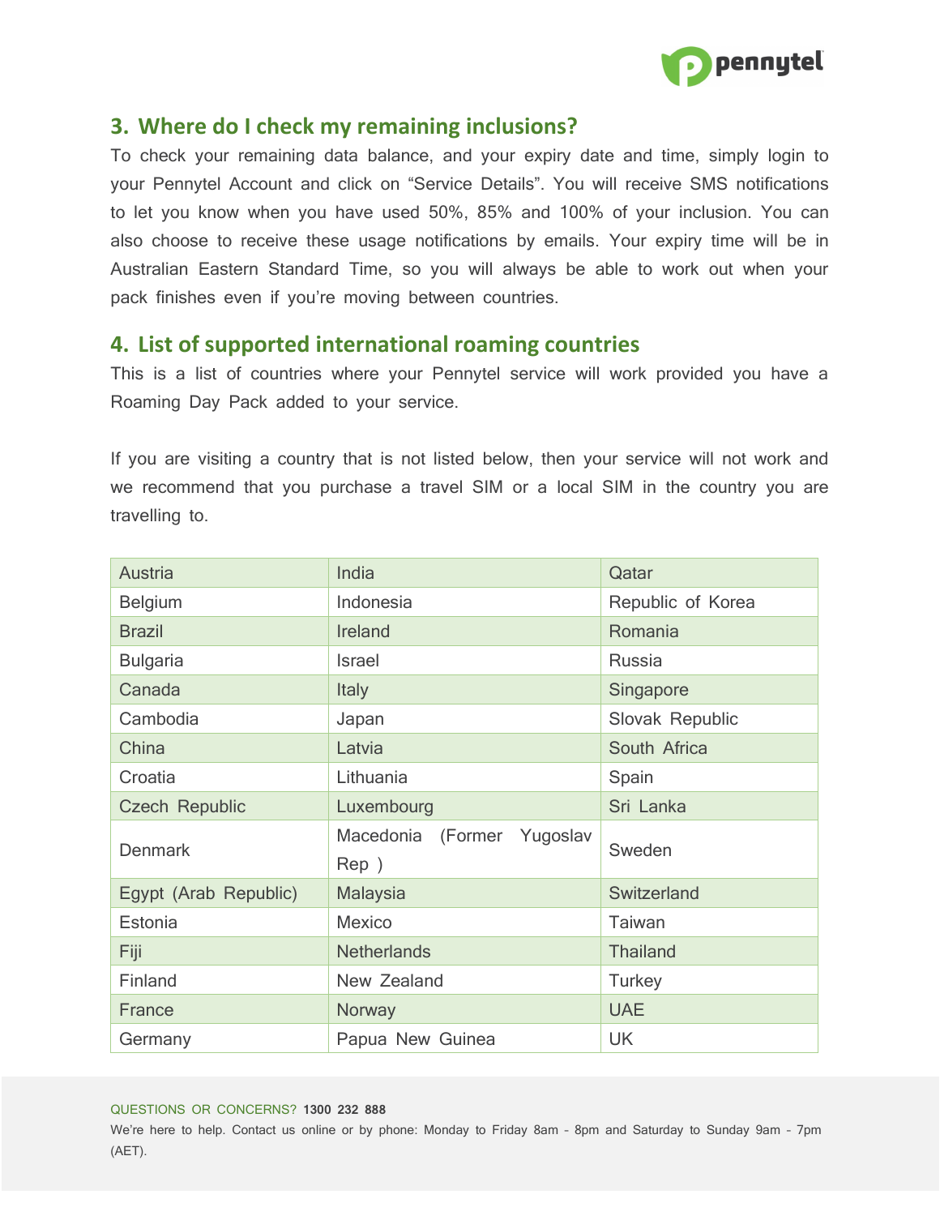## 3. Where do I check my remaining inclusions?

To check your remaining data balance, and your expiry date and time, simply login to your Pennytel Account and click on "Service Details". You will receive SMS notifications to let you know when you have used 50%, 85% and 100% of your inclusion. You can also choose to receive these usage notifications by emails. Your expiry time will be in Australian Eastern Standard Time, so you will always be able to work out when your pack finishes even if you're moving between countries.

## 4. List of supported international roaming countries

This is a list of countries where your Pennytel service will work provided you have a Roaming Day Pack added to your service.

If you are visiting a country that is not listed below, then your service will not work and we recommend that you purchase a travel SIM or a local SIM in the country you are travelling to.

| | | |
|---|---|---|
| Austria | India | Qatar |
| Belgium | Indonesia | Republic of Korea |
| Brazil | Ireland | Romania |
| Bulgaria | Israel | Russia |
| Canada | Italy | Singapore |
| Cambodia | Japan | Slovak Republic |
| China | Latvia | South Africa |
| Croatia | Lithuania | Spain |
| Czech Republic | Luxembourg | Sri Lanka |
| Denmark | Macedonia (Former Yugoslav Rep ) | Sweden |
| Egypt (Arab Republic) | Malaysia | Switzerland |
| Estonia | Mexico | Taiwan |
| Fiji | Netherlands | Thailand |
| Finland | New Zealand | Turkey |
| France | Norway | UAE |
| Germany | Papua New Guinea | UK |

QUESTIONS OR CONCERNS? **1300 232 888**

We're here to help. Contact us online or by phone: Monday to Friday 8am – 8pm and Saturday to Sunday 9am – 7pm (AET).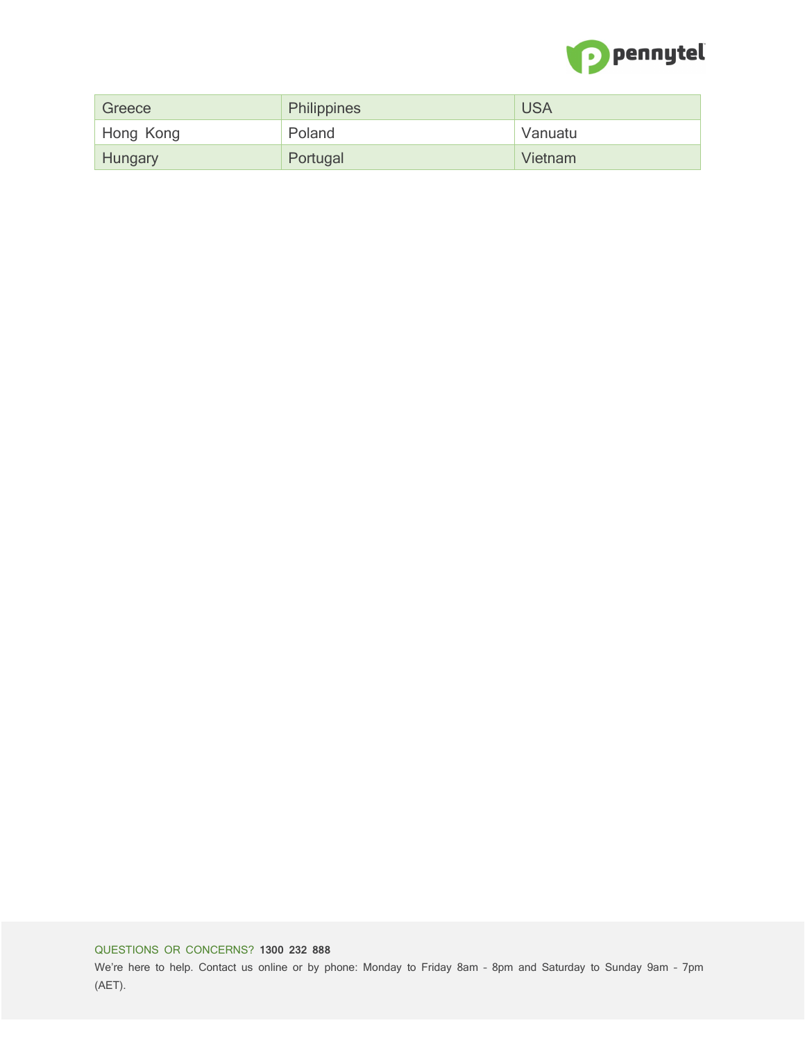| | | |
|---|---|---|
| Greece | Philippines | USA |
| Hong Kong | Poland | Vanuatu |
| Hungary | Portugal | Vietnam |

QUESTIONS OR CONCERNS? **1300 232 888**

We're here to help. Contact us online or by phone: Monday to Friday 8am – 8pm and Saturday to Sunday 9am – 7pm (AET).